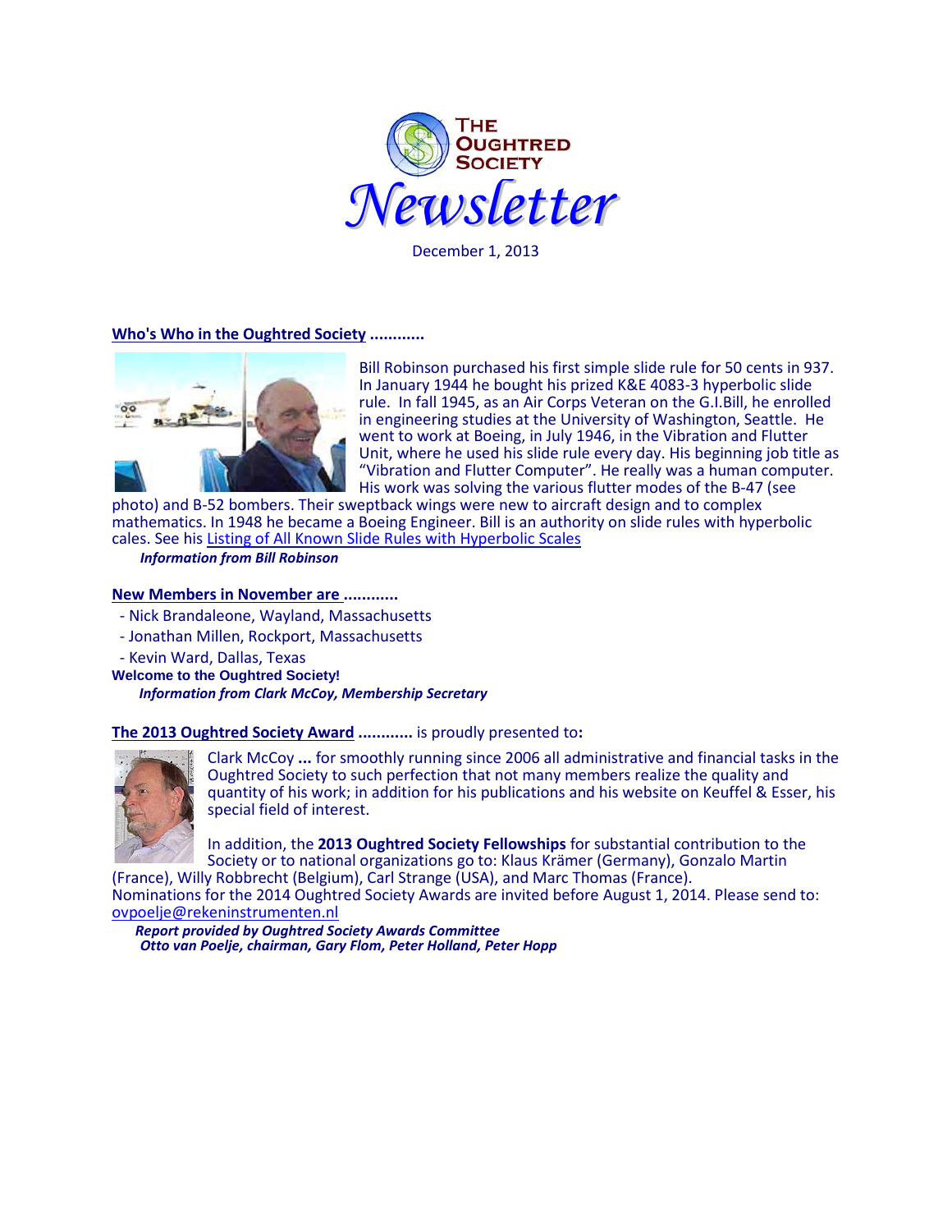# The Oughtred Society Newsletter

December 1, 2013

## Who's Who in the Oughtred Society ............

Bill Robinson purchased his first simple slide rule for 50 cents in 937. In January 1944 he bought his prized K&E 4083-3 hyperbolic slide rule. In fall 1945, as an Air Corps Veteran on the G.I.Bill, he enrolled in engineering studies at the University of Washington, Seattle. He went to work at Boeing, in July 1946, in the Vibration and Flutter Unit, where he used his slide rule every day. His beginning job title as "Vibration and Flutter Computer". He really was a human computer. His work was solving the various flutter modes of the B-47 (see photo) and B-52 bombers. Their sweptback wings were new to aircraft design and to complex mathematics. In 1948 he became a Boeing Engineer. Bill is an authority on slide rules with hyperbolic cales. See his Listing of All Known Slide Rules with Hyperbolic Scales

***Information from Bill Robinson***

## New Members in November are ............

- Nick Brandaleone, Wayland, Massachusetts
- Jonathan Millen, Rockport, Massachusetts
- Kevin Ward, Dallas, Texas

**Welcome to the Oughtred Society!**

***Information from Clark McCoy, Membership Secretary***

## The 2013 Oughtred Society Award ............ is proudly presented to:

Clark McCoy **...** for smoothly running since 2006 all administrative and financial tasks in the Oughtred Society to such perfection that not many members realize the quality and quantity of his work; in addition for his publications and his website on Keuffel & Esser, his special field of interest.

In addition, the **2013 Oughtred Society Fellowships** for substantial contribution to the Society or to national organizations go to: Klaus Krämer (Germany), Gonzalo Martin (France), Willy Robbrecht (Belgium), Carl Strange (USA), and Marc Thomas (France).

Nominations for the 2014 Oughtred Society Awards are invited before August 1, 2014. Please send to: ovpoelje@rekeninstrumenten.nl

***Report provided by Oughtred Society Awards Committee***
***Otto van Poelje, chairman, Gary Flom, Peter Holland, Peter Hopp***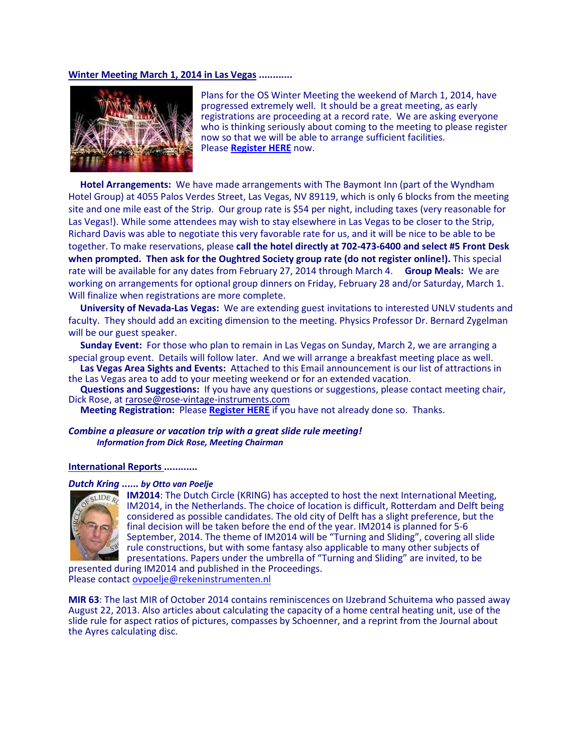## Winter Meeting March 1, 2014 in Las Vegas ............

Plans for the OS Winter Meeting the weekend of March 1, 2014, have progressed extremely well. It should be a great meeting, as early registrations are proceeding at a record rate. We are asking everyone who is thinking seriously about coming to the meeting to please register now so that we will be able to arrange sufficient facilities. Please **Register HERE** now.

**Hotel Arrangements:** We have made arrangements with The Baymont Inn (part of the Wyndham Hotel Group) at 4055 Palos Verdes Street, Las Vegas, NV 89119, which is only 6 blocks from the meeting site and one mile east of the Strip. Our group rate is $54 per night, including taxes (very reasonable for Las Vegas!). While some attendees may wish to stay elsewhere in Las Vegas to be closer to the Strip, Richard Davis was able to negotiate this very favorable rate for us, and it will be nice to be able to be together. To make reservations, please **call the hotel directly at 702-473-6400 and select #5 Front Desk when prompted. Then ask for the Oughtred Society group rate (do not register online!).** This special rate will be available for any dates from February 27, 2014 through March 4. **Group Meals:** We are working on arrangements for optional group dinners on Friday, February 28 and/or Saturday, March 1. Will finalize when registrations are more complete.

**University of Nevada-Las Vegas:** We are extending guest invitations to interested UNLV students and faculty. They should add an exciting dimension to the meeting. Physics Professor Dr. Bernard Zygelman will be our guest speaker.

**Sunday Event:** For those who plan to remain in Las Vegas on Sunday, March 2, we are arranging a special group event. Details will follow later. And we will arrange a breakfast meeting place as well.

**Las Vegas Area Sights and Events:** Attached to this Email announcement is our list of attractions in the Las Vegas area to add to your meeting weekend or for an extended vacation.

**Questions and Suggestions:** If you have any questions or suggestions, please contact meeting chair, Dick Rose, at rarose@rose-vintage-instruments.com

**Meeting Registration:** Please **Register HERE** if you have not already done so. Thanks.

***Combine a pleasure or vacation trip with a great slide rule meeting!***
***Information from Dick Rose, Meeting Chairman***

## International Reports ............

### *Dutch Kring ...... by Otto van Poelje*

**IM2014**: The Dutch Circle (KRING) has accepted to host the next International Meeting, IM2014, in the Netherlands. The choice of location is difficult, Rotterdam and Delft being considered as possible candidates. The old city of Delft has a slight preference, but the final decision will be taken before the end of the year. IM2014 is planned for 5-6 September, 2014. The theme of IM2014 will be "Turning and Sliding", covering all slide rule constructions, but with some fantasy also applicable to many other subjects of presentations. Papers under the umbrella of "Turning and Sliding" are invited, to be presented during IM2014 and published in the Proceedings.
Please contact ovpoelje@rekeninstrumenten.nl

**MIR 63**: The last MIR of October 2014 contains reminiscences on IJzebrand Schuitema who passed away August 22, 2013. Also articles about calculating the capacity of a home central heating unit, use of the slide rule for aspect ratios of pictures, compasses by Schoenner, and a reprint from the Journal about the Ayres calculating disc.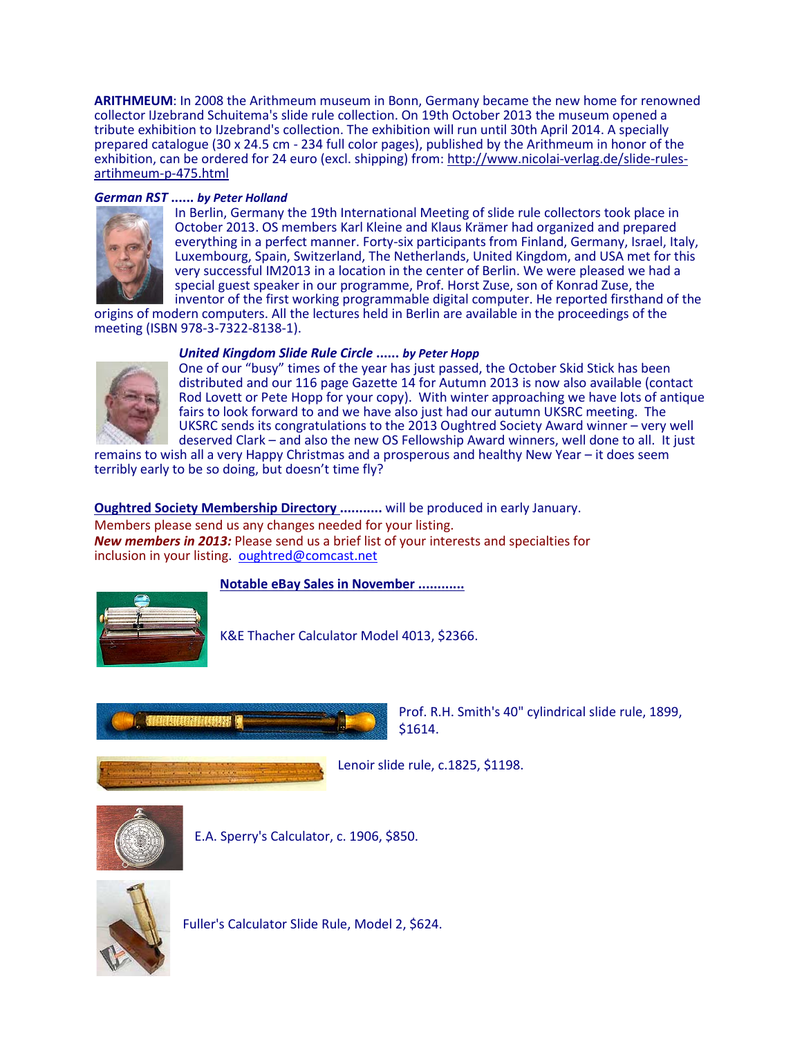**ARITHMEUM**: In 2008 the Arithmeum museum in Bonn, Germany became the new home for renowned collector IJzebrand Schuitema's slide rule collection. On 19th October 2013 the museum opened a tribute exhibition to IJzebrand's collection. The exhibition will run until 30th April 2014. A specially prepared catalogue (30 x 24.5 cm - 234 full color pages), published by the Arithmeum in honor of the exhibition, can be ordered for 24 euro (excl. shipping) from: http://www.nicolai-verlag.de/slide-rules-artihmeum-p-475.html

***German RST ...... by Peter Holland***

In Berlin, Germany the 19th International Meeting of slide rule collectors took place in October 2013. OS members Karl Kleine and Klaus Krämer had organized and prepared everything in a perfect manner. Forty-six participants from Finland, Germany, Israel, Italy, Luxembourg, Spain, Switzerland, The Netherlands, United Kingdom, and USA met for this very successful IM2013 in a location in the center of Berlin. We were pleased we had a special guest speaker in our programme, Prof. Horst Zuse, son of Konrad Zuse, the inventor of the first working programmable digital computer. He reported firsthand of the origins of modern computers. All the lectures held in Berlin are available in the proceedings of the meeting (ISBN 978-3-7322-8138-1).

***United Kingdom Slide Rule Circle ...... by Peter Hopp***

One of our "busy" times of the year has just passed, the October Skid Stick has been distributed and our 116 page Gazette 14 for Autumn 2013 is now also available (contact Rod Lovett or Pete Hopp for your copy). With winter approaching we have lots of antique fairs to look forward to and we have also just had our autumn UKSRC meeting. The UKSRC sends its congratulations to the 2013 Oughtred Society Award winner – very well deserved Clark – and also the new OS Fellowship Award winners, well done to all. It just remains to wish all a very Happy Christmas and a prosperous and healthy New Year – it does seem terribly early to be so doing, but doesn't time fly?

**Oughtred Society Membership Directory ..........** will be produced in early January.
Members please send us any changes needed for your listing.
***New members in 2013:*** Please send us a brief list of your interests and specialties for inclusion in your listing. oughtred@comcast.net

**Notable eBay Sales in November ...........**

K&E Thacher Calculator Model 4013, $2366.

Prof. R.H. Smith's 40" cylindrical slide rule, 1899, $1614.

Lenoir slide rule, c.1825, $1198.

E.A. Sperry's Calculator, c. 1906, $850.

Fuller's Calculator Slide Rule, Model 2, $624.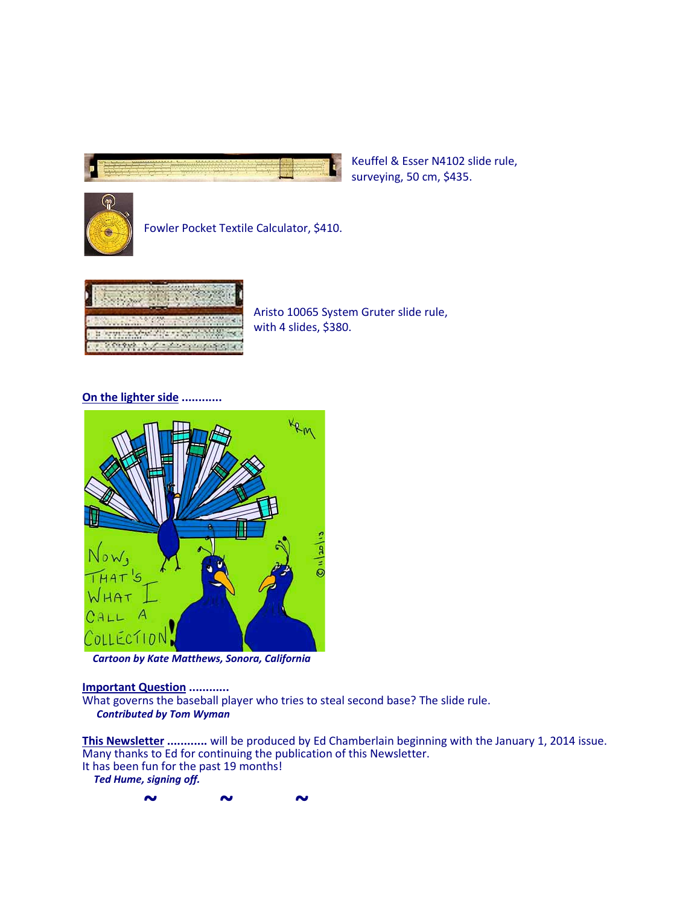Keuffel & Esser N4102 slide rule, surveying, 50 cm, $435.

Fowler Pocket Textile Calculator, $410.

Aristo 10065 System Gruter slide rule, with 4 slides, $380.

**On the lighter side ............**

*Cartoon by Kate Matthews, Sonora, California*

**Important Question ............**
What governs the baseball player who tries to steal second base? The slide rule.
***Contributed by Tom Wyman***

**This Newsletter ............** will be produced by Ed Chamberlain beginning with the January 1, 2014 issue.
Many thanks to Ed for continuing the publication of this Newsletter.
It has been fun for the past 19 months!
***Ted Hume, signing off.***

~ ~ ~